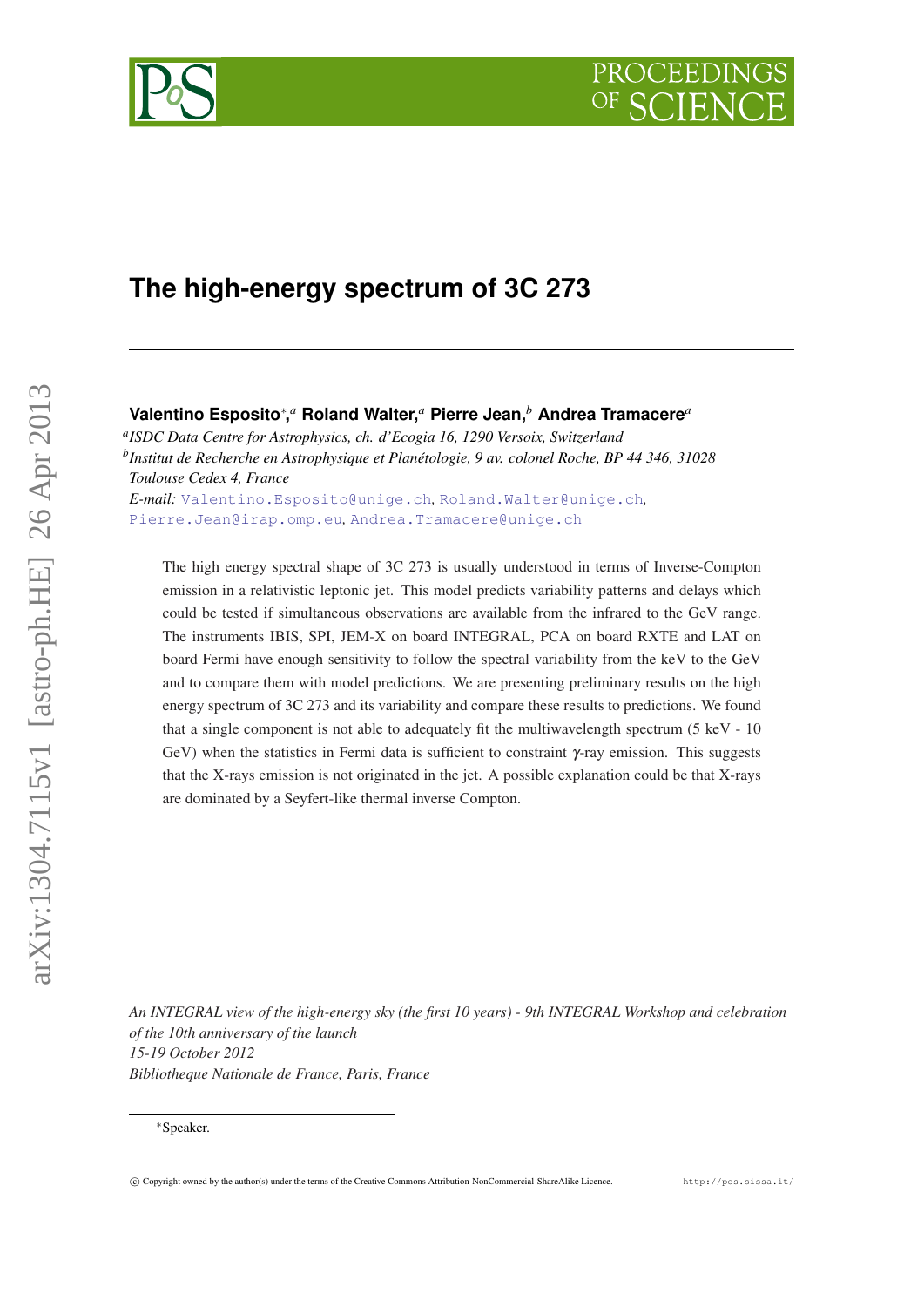# The high-energy spectrum of 3C 273

**Valentino Esposito**\*,[a] **Roland Walter,**[a] **Pierre Jean,**[b] **Andrea Tramacere**[a]

[a]*ISDC Data Centre for Astrophysics, ch. d'Ecogia 16, 1290 Versoix, Switzerland*
[b]*Institut de Recherche en Astrophysique et Planétologie, 9 av. colonel Roche, BP 44 346, 31028 Toulouse Cedex 4, France*
*E-mail:* Valentino.Esposito@unige.ch, Roland.Walter@unige.ch, Pierre.Jean@irap.omp.eu, Andrea.Tramacere@unige.ch

The high energy spectral shape of 3C 273 is usually understood in terms of Inverse-Compton emission in a relativistic leptonic jet. This model predicts variability patterns and delays which could be tested if simultaneous observations are available from the infrared to the GeV range. The instruments IBIS, SPI, JEM-X on board INTEGRAL, PCA on board RXTE and LAT on board Fermi have enough sensitivity to follow the spectral variability from the keV to the GeV and to compare them with model predictions. We are presenting preliminary results on the high energy spectrum of 3C 273 and its variability and compare these results to predictions. We found that a single component is not able to adequately fit the multiwavelength spectrum (5 keV - 10 GeV) when the statistics in Fermi data is sufficient to constraint $\gamma$-ray emission. This suggests that the X-rays emission is not originated in the jet. A possible explanation could be that X-rays are dominated by a Seyfert-like thermal inverse Compton.

*An INTEGRAL view of the high-energy sky (the first 10 years) - 9th INTEGRAL Workshop and celebration of the 10th anniversary of the launch*
*15-19 October 2012*
*Bibliotheque Nationale de France, Paris, France*

\*Speaker.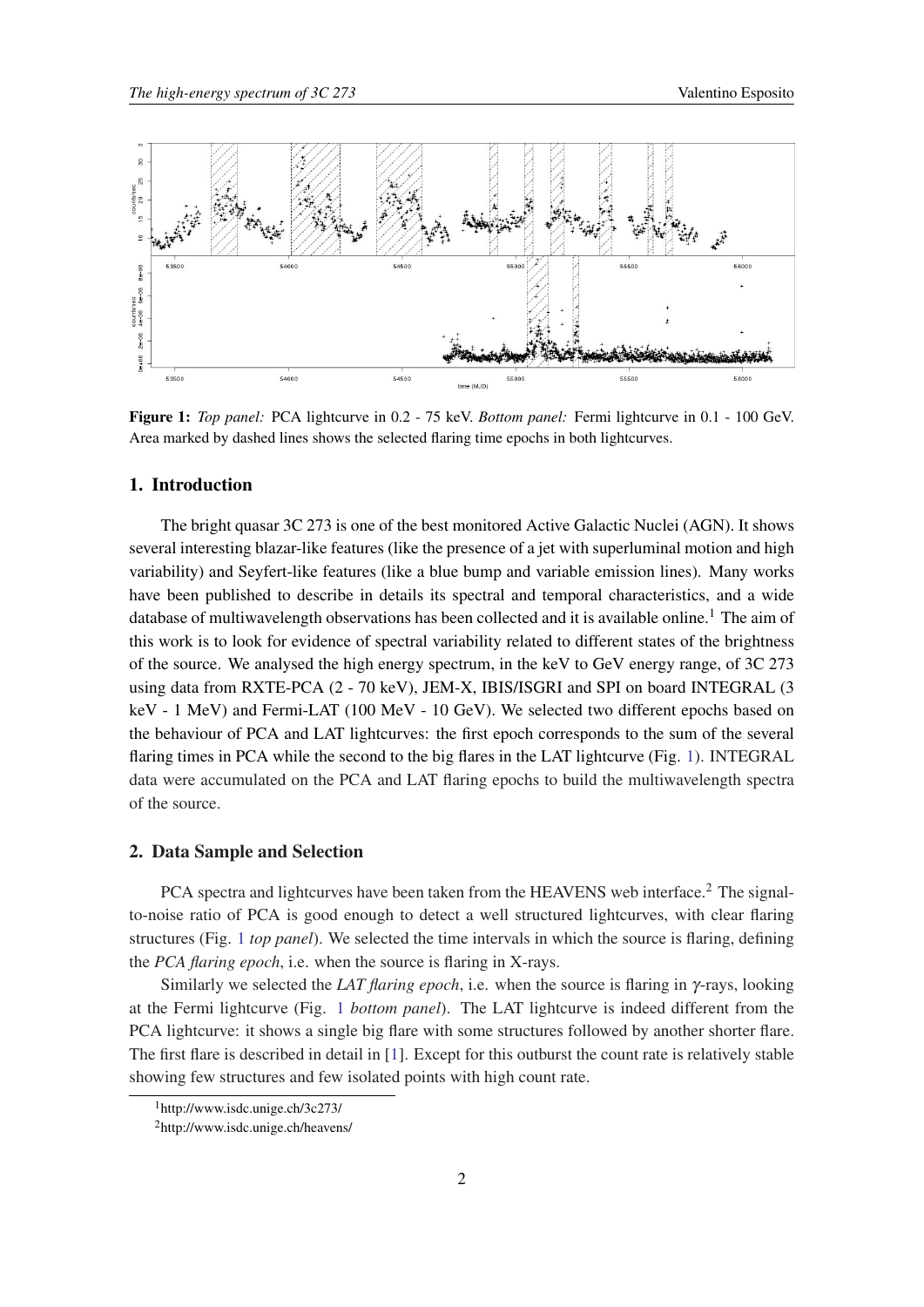**Figure 1:** *Top panel:* PCA lightcurve in 0.2 - 75 keV. *Bottom panel:* Fermi lightcurve in 0.1 - 100 GeV. Area marked by dashed lines shows the selected flaring time epochs in both lightcurves.

## 1. Introduction

The bright quasar 3C 273 is one of the best monitored Active Galactic Nuclei (AGN). It shows several interesting blazar-like features (like the presence of a jet with superluminal motion and high variability) and Seyfert-like features (like a blue bump and variable emission lines). Many works have been published to describe in details its spectral and temporal characteristics, and a wide database of multiwavelength observations has been collected and it is available online.[1] The aim of this work is to look for evidence of spectral variability related to different states of the brightness of the source. We analysed the high energy spectrum, in the keV to GeV energy range, of 3C 273 using data from RXTE-PCA (2 - 70 keV), JEM-X, IBIS/ISGRI and SPI on board INTEGRAL (3 keV - 1 MeV) and Fermi-LAT (100 MeV - 10 GeV). We selected two different epochs based on the behaviour of PCA and LAT lightcurves: the first epoch corresponds to the sum of the several flaring times in PCA while the second to the big flares in the LAT lightcurve (Fig. 1). INTEGRAL data were accumulated on the PCA and LAT flaring epochs to build the multiwavelength spectra of the source.

## 2. Data Sample and Selection

PCA spectra and lightcurves have been taken from the HEAVENS web interface.[2] The signal-to-noise ratio of PCA is good enough to detect a well structured lightcurves, with clear flaring structures (Fig. 1 *top panel*). We selected the time intervals in which the source is flaring, defining the *PCA flaring epoch*, i.e. when the source is flaring in X-rays.

Similarly we selected the *LAT flaring epoch*, i.e. when the source is flaring in $\gamma$-rays, looking at the Fermi lightcurve (Fig. 1 *bottom panel*). The LAT lightcurve is indeed different from the PCA lightcurve: it shows a single big flare with some structures followed by another shorter flare. The first flare is described in detail in [1]. Except for this outburst the count rate is relatively stable showing few structures and few isolated points with high count rate.

[1] http://www.isdc.unige.ch/3c273/

[2] http://www.isdc.unige.ch/heavens/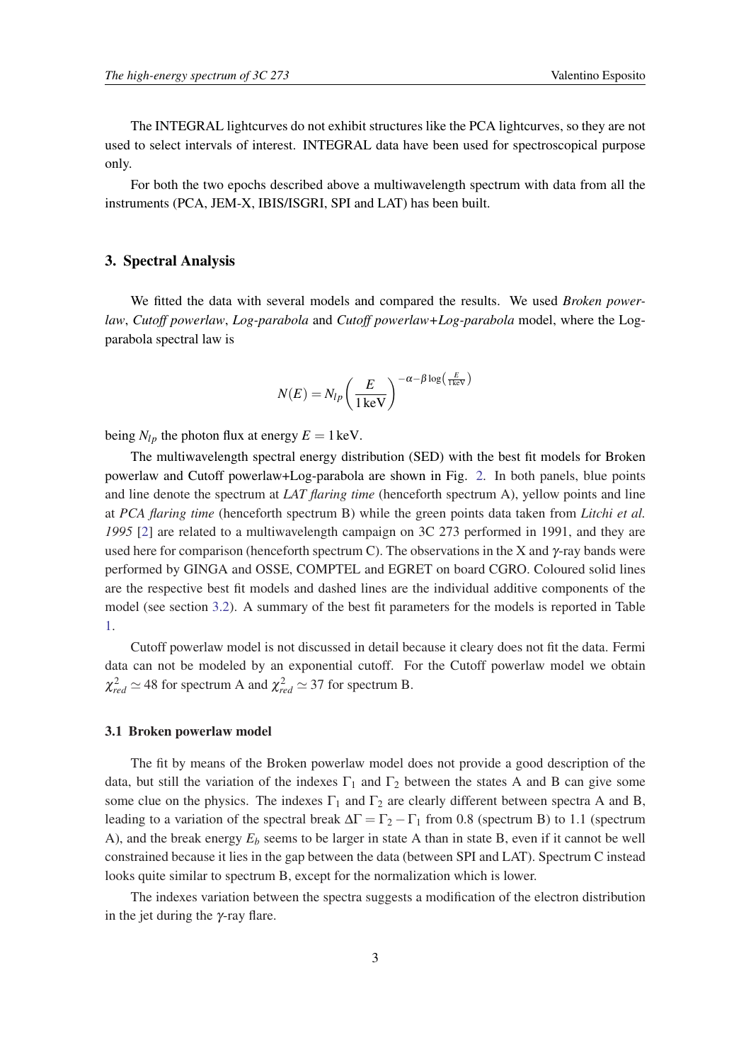The INTEGRAL lightcurves do not exhibit structures like the PCA lightcurves, so they are not used to select intervals of interest. INTEGRAL data have been used for spectroscopical purpose only.

For both the two epochs described above a multiwavelength spectrum with data from all the instruments (PCA, JEM-X, IBIS/ISGRI, SPI and LAT) has been built.

## 3. Spectral Analysis

We fitted the data with several models and compared the results. We used *Broken powerlaw*, *Cutoff powerlaw*, *Log-parabola* and *Cutoff powerlaw+Log-parabola* model, where the Log-parabola spectral law is

$$N(E) = N_{lp} \left( \frac{E}{1\,\mathrm{keV}} \right)^{-\alpha - \beta \log\left(\frac{E}{1\,\mathrm{keV}}\right)}$$

being $N_{lp}$ the photon flux at energy $E = 1\,\mathrm{keV}$.

The multiwavelength spectral energy distribution (SED) with the best fit models for Broken powerlaw and Cutoff powerlaw+Log-parabola are shown in Fig. 2. In both panels, blue points and line denote the spectrum at *LAT flaring time* (henceforth spectrum A), yellow points and line at *PCA flaring time* (henceforth spectrum B) while the green points data taken from *Litchi et al. 1995* [2] are related to a multiwavelength campaign on 3C 273 performed in 1991, and they are used here for comparison (henceforth spectrum C). The observations in the X and $\gamma$-ray bands were performed by GINGA and OSSE, COMPTEL and EGRET on board CGRO. Coloured solid lines are the respective best fit models and dashed lines are the individual additive components of the model (see section 3.2). A summary of the best fit parameters for the models is reported in Table 1.

Cutoff powerlaw model is not discussed in detail because it cleary does not fit the data. Fermi data can not be modeled by an exponential cutoff. For the Cutoff powerlaw model we obtain $\chi^2_{red} \simeq 48$ for spectrum A and $\chi^2_{red} \simeq 37$ for spectrum B.

### 3.1 Broken powerlaw model

The fit by means of the Broken powerlaw model does not provide a good description of the data, but still the variation of the indexes $\Gamma_1$ and $\Gamma_2$ between the states A and B can give some some clue on the physics. The indexes $\Gamma_1$ and $\Gamma_2$ are clearly different between spectra A and B, leading to a variation of the spectral break $\Delta\Gamma = \Gamma_2 - \Gamma_1$ from 0.8 (spectrum B) to 1.1 (spectrum A), and the break energy $E_b$ seems to be larger in state A than in state B, even if it cannot be well constrained because it lies in the gap between the data (between SPI and LAT). Spectrum C instead looks quite similar to spectrum B, except for the normalization which is lower.

The indexes variation between the spectra suggests a modification of the electron distribution in the jet during the $\gamma$-ray flare.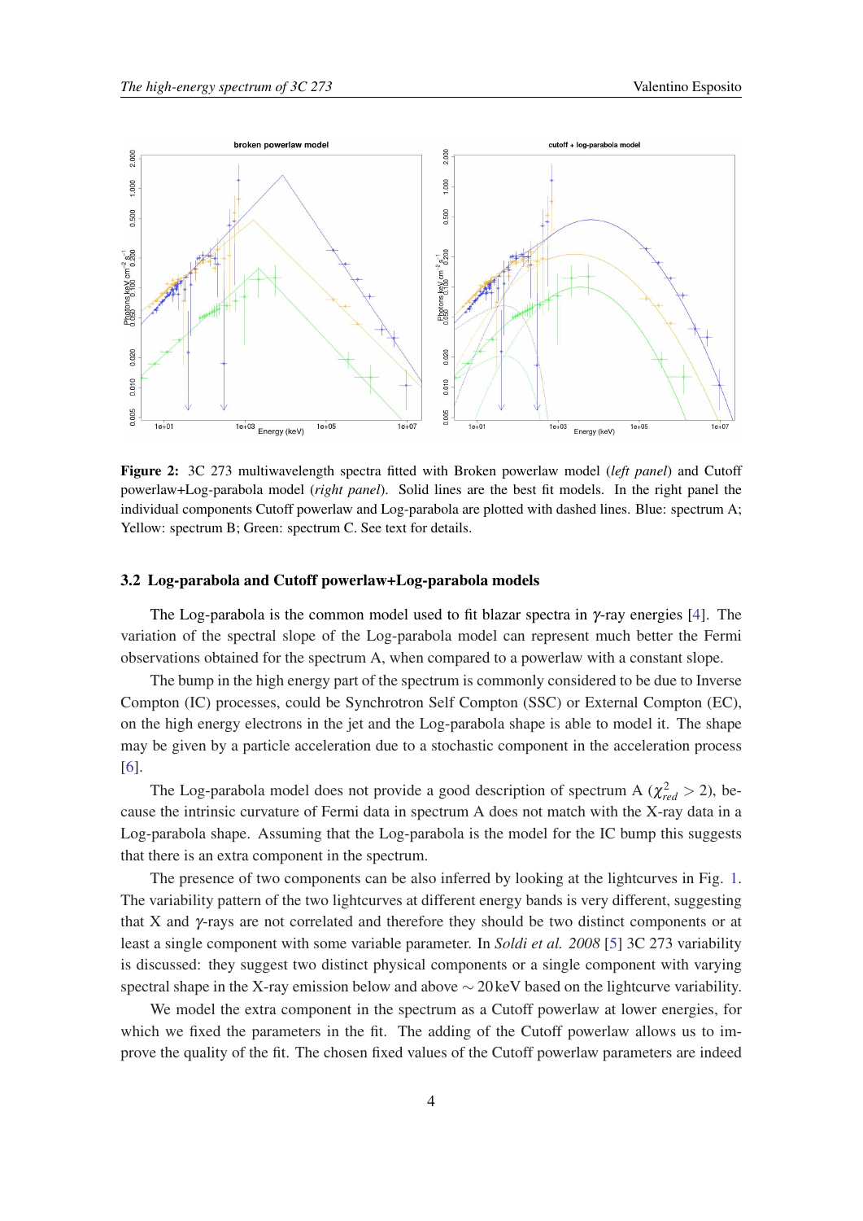**Figure 2:** 3C 273 multiwavelength spectra fitted with Broken powerlaw model (*left panel*) and Cutoff powerlaw+Log-parabola model (*right panel*). Solid lines are the best fit models. In the right panel the individual components Cutoff powerlaw and Log-parabola are plotted with dashed lines. Blue: spectrum A; Yellow: spectrum B; Green: spectrum C. See text for details.

### 3.2 Log-parabola and Cutoff powerlaw+Log-parabola models

The Log-parabola is the common model used to fit blazar spectra in $\gamma$-ray energies [4]. The variation of the spectral slope of the Log-parabola model can represent much better the Fermi observations obtained for the spectrum A, when compared to a powerlaw with a constant slope.

The bump in the high energy part of the spectrum is commonly considered to be due to Inverse Compton (IC) processes, could be Synchrotron Self Compton (SSC) or External Compton (EC), on the high energy electrons in the jet and the Log-parabola shape is able to model it. The shape may be given by a particle acceleration due to a stochastic component in the acceleration process [6].

The Log-parabola model does not provide a good description of spectrum A ($\chi^2_{red} > 2$), because the intrinsic curvature of Fermi data in spectrum A does not match with the X-ray data in a Log-parabola shape. Assuming that the Log-parabola is the model for the IC bump this suggests that there is an extra component in the spectrum.

The presence of two components can be also inferred by looking at the lightcurves in Fig. 1. The variability pattern of the two lightcurves at different energy bands is very different, suggesting that X and $\gamma$-rays are not correlated and therefore they should be two distinct components or at least a single component with some variable parameter. In *Soldi et al. 2008* [5] 3C 273 variability is discussed: they suggest two distinct physical components or a single component with varying spectral shape in the X-ray emission below and above $\sim 20\,\text{keV}$ based on the lightcurve variability.

We model the extra component in the spectrum as a Cutoff powerlaw at lower energies, for which we fixed the parameters in the fit. The adding of the Cutoff powerlaw allows us to improve the quality of the fit. The chosen fixed values of the Cutoff powerlaw parameters are indeed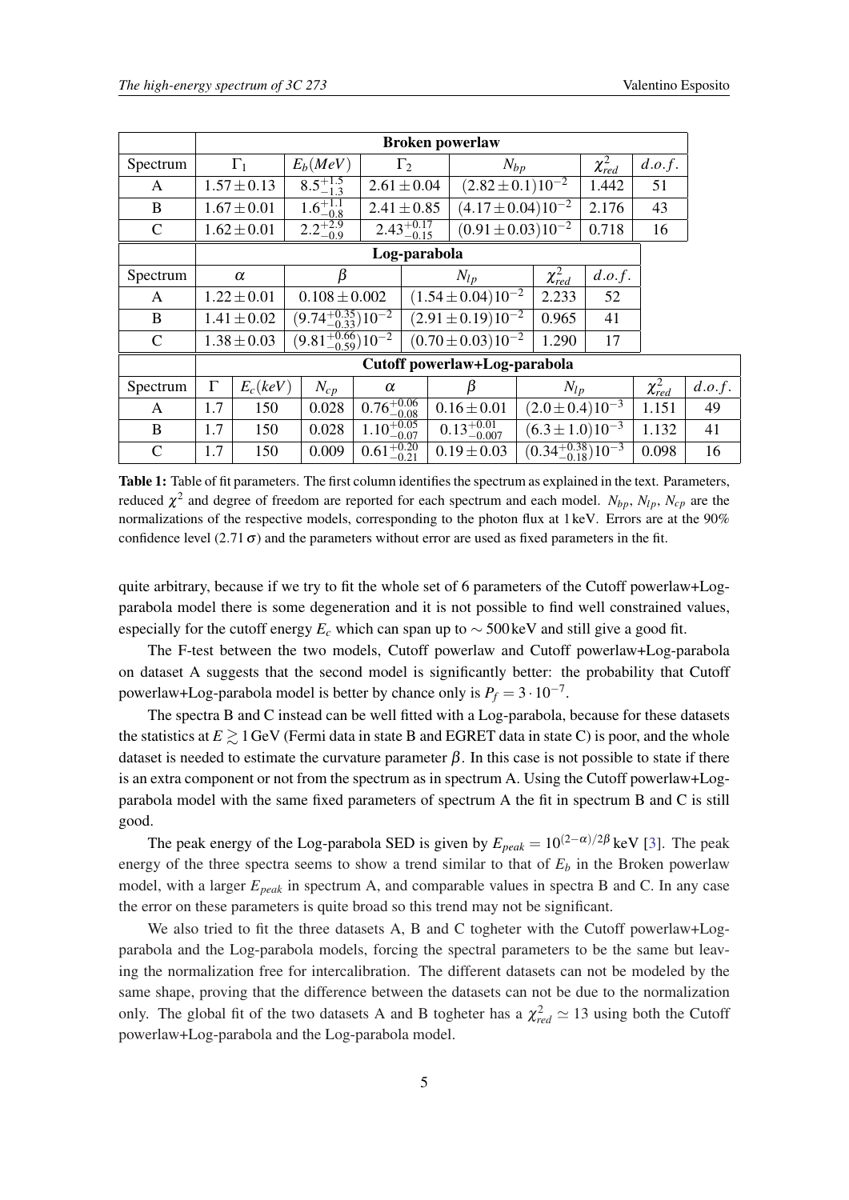| | Broken powerlaw | | | | | |
|---|---|---|---|---|---|---|
| Spectrum | $\Gamma_1$ | $E_b(MeV)$ | $\Gamma_2$ | $N_{bp}$ | $\chi^2_{red}$ | $d.o.f.$ |
| A | $1.57 \pm 0.13$ | $8.5^{+1.5}_{-1.3}$ | $2.61 \pm 0.04$ | $(2.82 \pm 0.1)10^{-2}$ | 1.442 | 51 |
| B | $1.67 \pm 0.01$ | $1.6^{+1.1}_{-0.8}$ | $2.41 \pm 0.85$ | $(4.17 \pm 0.04)10^{-2}$ | 2.176 | 43 |
| C | $1.62 \pm 0.01$ | $2.2^{+2.9}_{-0.9}$ | $2.43^{+0.17}_{-0.15}$ | $(0.91 \pm 0.03)10^{-2}$ | 0.718 | 16 |

| | Log-parabola | | | | |
|---|---|---|---|---|---|
| Spectrum | $\alpha$ | $\beta$ | $N_{lp}$ | $\chi^2_{red}$ | $d.o.f.$ |
| A | $1.22 \pm 0.01$ | $0.108 \pm 0.002$ | $(1.54 \pm 0.04)10^{-2}$ | 2.233 | 52 |
| B | $1.41 \pm 0.02$ | $(9.74^{+0.35}_{-0.33})10^{-2}$ | $(2.91 \pm 0.19)10^{-2}$ | 0.965 | 41 |
| C | $1.38 \pm 0.03$ | $(9.81^{+0.66}_{-0.59})10^{-2}$ | $(0.70 \pm 0.03)10^{-2}$ | 1.290 | 17 |

| | Cutoff powerlaw+Log-parabola | | | | | | | |
|---|---|---|---|---|---|---|---|---|
| Spectrum | $\Gamma$ | $E_c(keV)$ | $N_{cp}$ | $\alpha$ | $\beta$ | $N_{lp}$ | $\chi^2_{red}$ | $d.o.f.$ |
| A | 1.7 | 150 | 0.028 | $0.76^{+0.06}_{-0.08}$ | $0.16 \pm 0.01$ | $(2.0 \pm 0.4)10^{-3}$ | 1.151 | 49 |
| B | 1.7 | 150 | 0.028 | $1.10^{+0.05}_{-0.07}$ | $0.13^{+0.01}_{-0.007}$ | $(6.3 \pm 1.0)10^{-3}$ | 1.132 | 41 |
| C | 1.7 | 150 | 0.009 | $0.61^{+0.20}_{-0.21}$ | $0.19 \pm 0.03$ | $(0.34^{+0.38}_{-0.18})10^{-3}$ | 0.098 | 16 |

**Table 1:** Table of fit parameters. The first column identifies the spectrum as explained in the text. Parameters, reduced $\chi^2$ and degree of freedom are reported for each spectrum and each model. $N_{bp}$, $N_{lp}$, $N_{cp}$ are the normalizations of the respective models, corresponding to the photon flux at 1 keV. Errors are at the 90% confidence level ($2.71\,\sigma$) and the parameters without error are used as fixed parameters in the fit.

quite arbitrary, because if we try to fit the whole set of 6 parameters of the Cutoff powerlaw+Log-parabola model there is some degeneration and it is not possible to find well constrained values, especially for the cutoff energy $E_c$ which can span up to $\sim 500\,$keV and still give a good fit.

The F-test between the two models, Cutoff powerlaw and Cutoff powerlaw+Log-parabola on dataset A suggests that the second model is significantly better: the probability that Cutoff powerlaw+Log-parabola model is better by chance only is $P_f = 3 \cdot 10^{-7}$.

The spectra B and C instead can be well fitted with a Log-parabola, because for these datasets the statistics at $E \gtrsim 1\,$GeV (Fermi data in state B and EGRET data in state C) is poor, and the whole dataset is needed to estimate the curvature parameter $\beta$. In this case is not possible to state if there is an extra component or not from the spectrum as in spectrum A. Using the Cutoff powerlaw+Log-parabola model with the same fixed parameters of spectrum A the fit in spectrum B and C is still good.

The peak energy of the Log-parabola SED is given by $E_{peak} = 10^{(2-\alpha)/2\beta}\,$keV [3]. The peak energy of the three spectra seems to show a trend similar to that of $E_b$ in the Broken powerlaw model, with a larger $E_{peak}$ in spectrum A, and comparable values in spectra B and C. In any case the error on these parameters is quite broad so this trend may not be significant.

We also tried to fit the three datasets A, B and C togheter with the Cutoff powerlaw+Log-parabola and the Log-parabola models, forcing the spectral parameters to be the same but leaving the normalization free for intercalibration. The different datasets can not be modeled by the same shape, proving that the difference between the datasets can not be due to the normalization only. The global fit of the two datasets A and B togheter has a $\chi^2_{red} \simeq 13$ using both the Cutoff powerlaw+Log-parabola and the Log-parabola model.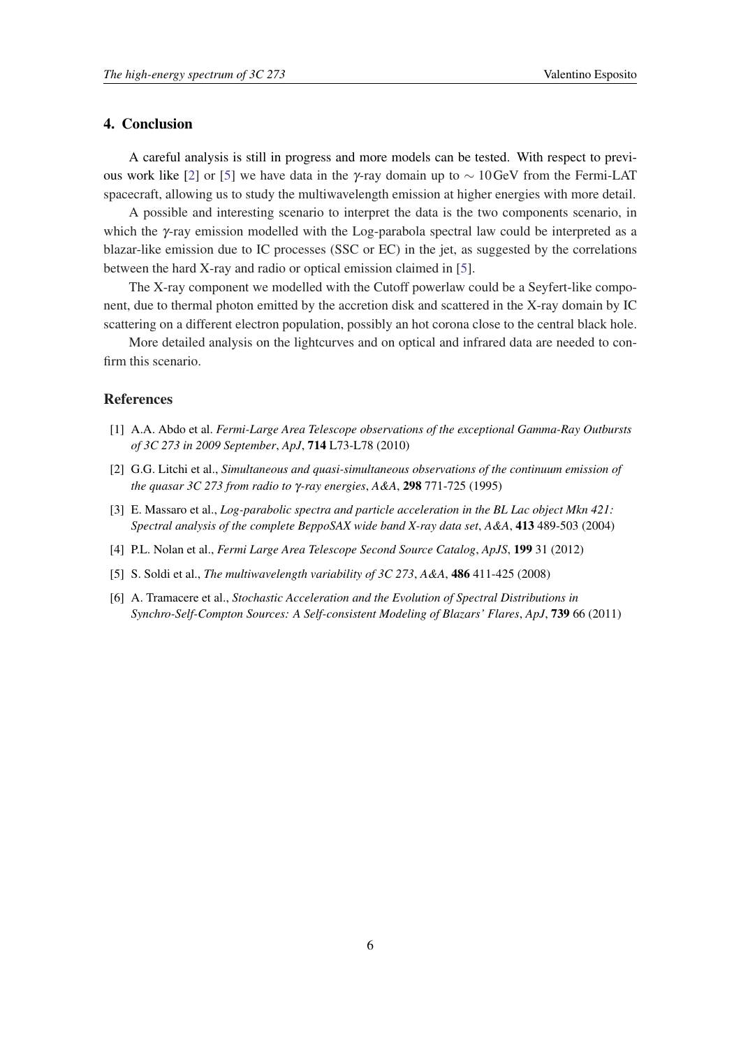## 4. Conclusion

A careful analysis is still in progress and more models can be tested. With respect to previous work like [2] or [5] we have data in the $\gamma$-ray domain up to $\sim 10\,\text{GeV}$ from the Fermi-LAT spacecraft, allowing us to study the multiwavelength emission at higher energies with more detail.

A possible and interesting scenario to interpret the data is the two components scenario, in which the $\gamma$-ray emission modelled with the Log-parabola spectral law could be interpreted as a blazar-like emission due to IC processes (SSC or EC) in the jet, as suggested by the correlations between the hard X-ray and radio or optical emission claimed in [5].

The X-ray component we modelled with the Cutoff powerlaw could be a Seyfert-like component, due to thermal photon emitted by the accretion disk and scattered in the X-ray domain by IC scattering on a different electron population, possibly an hot corona close to the central black hole.

More detailed analysis on the lightcurves and on optical and infrared data are needed to confirm this scenario.

## References

[1] A.A. Abdo et al. *Fermi-Large Area Telescope observations of the exceptional Gamma-Ray Outbursts of 3C 273 in 2009 September*, *ApJ*, **714** L73-L78 (2010)

[2] G.G. Litchi et al., *Simultaneous and quasi-simultaneous observations of the continuum emission of the quasar 3C 273 from radio to $\gamma$-ray energies*, *A&A*, **298** 771-725 (1995)

[3] E. Massaro et al., *Log-parabolic spectra and particle acceleration in the BL Lac object Mkn 421: Spectral analysis of the complete BeppoSAX wide band X-ray data set*, *A&A*, **413** 489-503 (2004)

[4] P.L. Nolan et al., *Fermi Large Area Telescope Second Source Catalog*, *ApJS*, **199** 31 (2012)

[5] S. Soldi et al., *The multiwavelength variability of 3C 273*, *A&A*, **486** 411-425 (2008)

[6] A. Tramacere et al., *Stochastic Acceleration and the Evolution of Spectral Distributions in Synchro-Self-Compton Sources: A Self-consistent Modeling of Blazars' Flares*, *ApJ*, **739** 66 (2011)